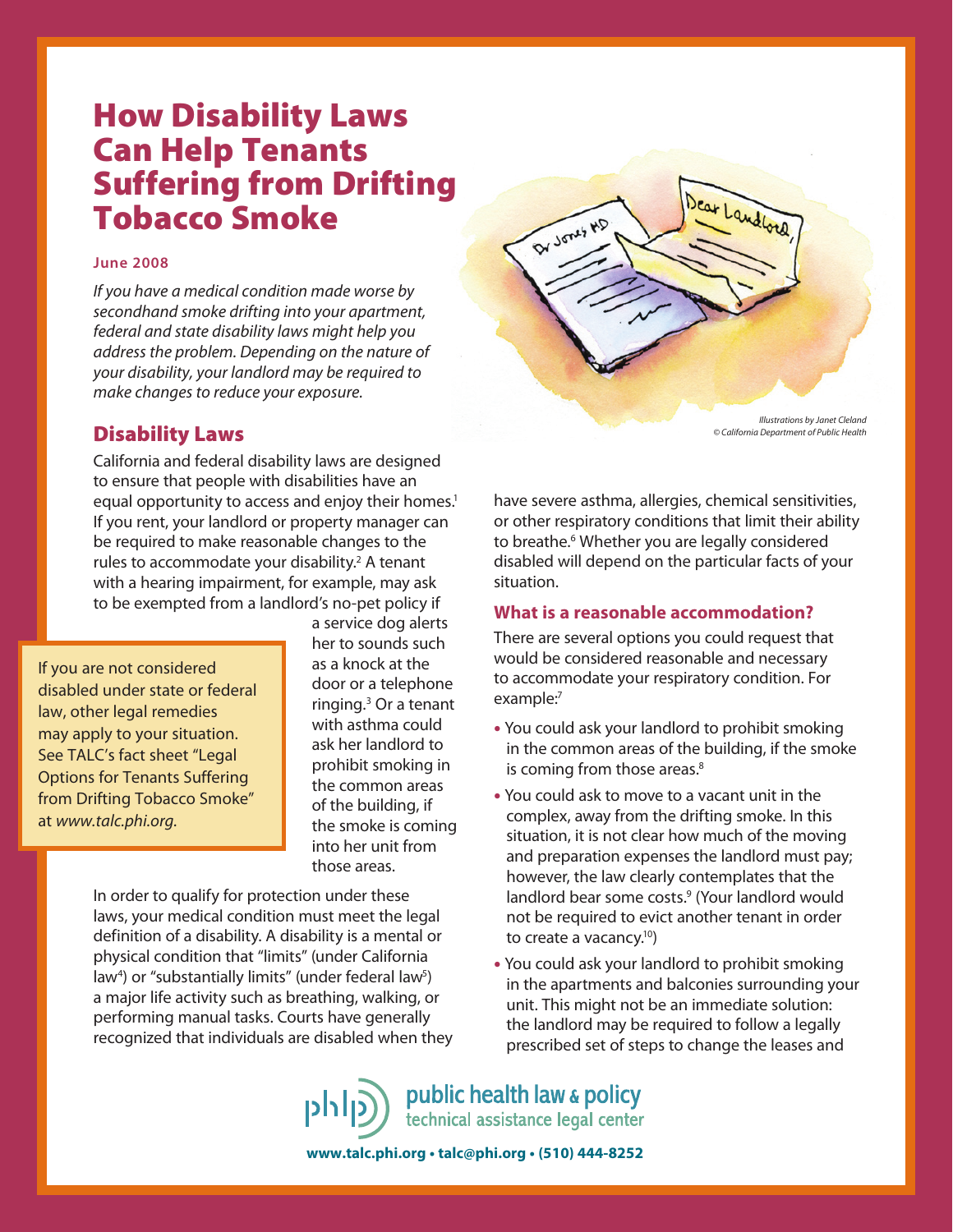# How Disability Laws Can Help Tenants Suffering from Drifting Tobacco Smoke

**June 2008**

*If you have a medical condition made worse by secondhand smoke drifting into your apartment, federal and state disability laws might help you address the problem. Depending on the nature of your disability, your landlord may be required to make changes to reduce your exposure.*

*Illustrations by Janet Cleland*
*© California Department of Public Health*

## Disability Laws

California and federal disability laws are designed to ensure that people with disabilities have an equal opportunity to access and enjoy their homes.[1] If you rent, your landlord or property manager can be required to make reasonable changes to the rules to accommodate your disability.[2] A tenant with a hearing impairment, for example, may ask to be exempted from a landlord's no-pet policy if a service dog alerts her to sounds such as a knock at the door or a telephone ringing.[3] Or a tenant with asthma could ask her landlord to prohibit smoking in the common areas of the building, if the smoke is coming into her unit from those areas.

> If you are not considered disabled under state or federal law, other legal remedies may apply to your situation. See TALC's fact sheet "Legal Options for Tenants Suffering from Drifting Tobacco Smoke" at *www.talc.phi.org.*

In order to qualify for protection under these laws, your medical condition must meet the legal definition of a disability. A disability is a mental or physical condition that "limits" (under California law[4]) or "substantially limits" (under federal law[5]) a major life activity such as breathing, walking, or performing manual tasks. Courts have generally recognized that individuals are disabled when they have severe asthma, allergies, chemical sensitivities, or other respiratory conditions that limit their ability to breathe.[6] Whether you are legally considered disabled will depend on the particular facts of your situation.

### What is a reasonable accommodation?

There are several options you could request that would be considered reasonable and necessary to accommodate your respiratory condition. For example:[7]

- You could ask your landlord to prohibit smoking in the common areas of the building, if the smoke is coming from those areas.[8]
- You could ask to move to a vacant unit in the complex, away from the drifting smoke. In this situation, it is not clear how much of the moving and preparation expenses the landlord must pay; however, the law clearly contemplates that the landlord bear some costs.[9] (Your landlord would not be required to evict another tenant in order to create a vacancy.[10])
- You could ask your landlord to prohibit smoking in the apartments and balconies surrounding your unit. This might not be an immediate solution: the landlord may be required to follow a legally prescribed set of steps to change the leases and

public health law & policy
technical assistance legal center

**www.talc.phi.org • talc@phi.org • (510) 444-8252**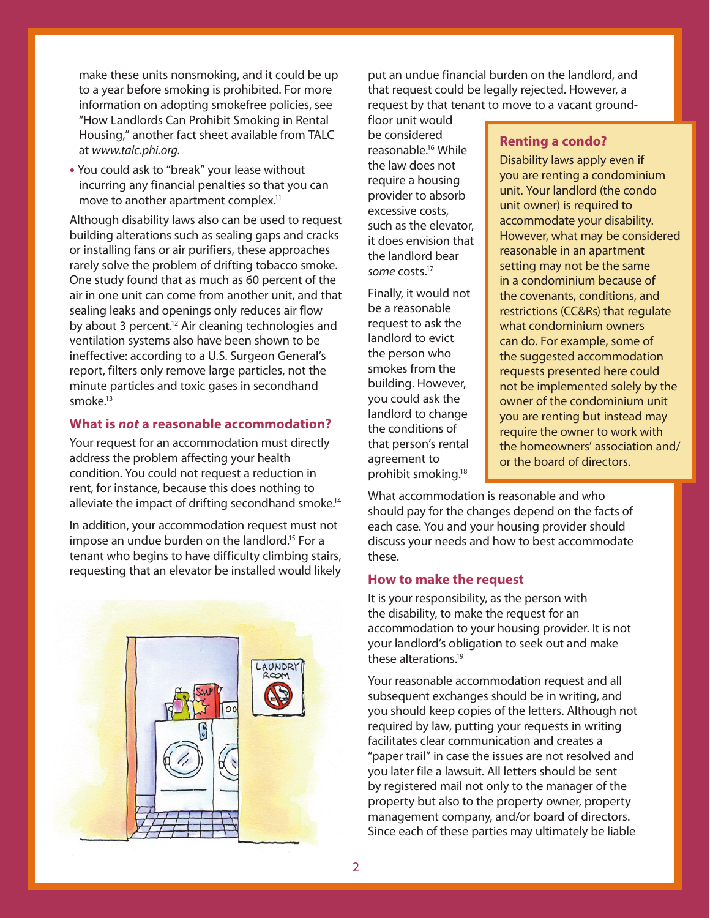make these units nonsmoking, and it could be up to a year before smoking is prohibited. For more information on adopting smokefree policies, see "How Landlords Can Prohibit Smoking in Rental Housing," another fact sheet available from TALC at *www.talc.phi.org*.

- You could ask to "break" your lease without incurring any financial penalties so that you can move to another apartment complex.[11]

Although disability laws also can be used to request building alterations such as sealing gaps and cracks or installing fans or air purifiers, these approaches rarely solve the problem of drifting tobacco smoke. One study found that as much as 60 percent of the air in one unit can come from another unit, and that sealing leaks and openings only reduces air flow by about 3 percent.[12] Air cleaning technologies and ventilation systems also have been shown to be ineffective: according to a U.S. Surgeon General's report, filters only remove large particles, not the minute particles and toxic gases in secondhand smoke.[13]

### What is *not* a reasonable accommodation?

Your request for an accommodation must directly address the problem affecting your health condition. You could not request a reduction in rent, for instance, because this does nothing to alleviate the impact of drifting secondhand smoke.[14]

In addition, your accommodation request must not impose an undue burden on the landlord.[15] For a tenant who begins to have difficulty climbing stairs, requesting that an elevator be installed would likely put an undue financial burden on the landlord, and that request could be legally rejected. However, a request by that tenant to move to a vacant ground-floor unit would be considered reasonable.[16] While the law does not require a housing provider to absorb excessive costs, such as the elevator, it does envision that the landlord bear *some* costs.[17]

Finally, it would not be a reasonable request to ask the landlord to evict the person who smokes from the building. However, you could ask the landlord to change the conditions of that person's rental agreement to prohibit smoking.[18]

### Renting a condo?

Disability laws apply even if you are renting a condominium unit. Your landlord (the condo unit owner) is required to accommodate your disability. However, what may be considered reasonable in an apartment setting may not be the same in a condominium because of the covenants, conditions, and restrictions (CC&Rs) that regulate what condominium owners can do. For example, some of the suggested accommodation requests presented here could not be implemented solely by the owner of the condominium unit you are renting but instead may require the owner to work with the homeowners' association and/or the board of directors.

What accommodation is reasonable and who should pay for the changes depend on the facts of each case. You and your housing provider should discuss your needs and how to best accommodate these.

### How to make the request

It is your responsibility, as the person with the disability, to make the request for an accommodation to your housing provider. It is not your landlord's obligation to seek out and make these alterations.[19]

Your reasonable accommodation request and all subsequent exchanges should be in writing, and you should keep copies of the letters. Although not required by law, putting your requests in writing facilitates clear communication and creates a "paper trail" in case the issues are not resolved and you later file a lawsuit. All letters should be sent by registered mail not only to the manager of the property but also to the property owner, property management company, and/or board of directors. Since each of these parties may ultimately be liable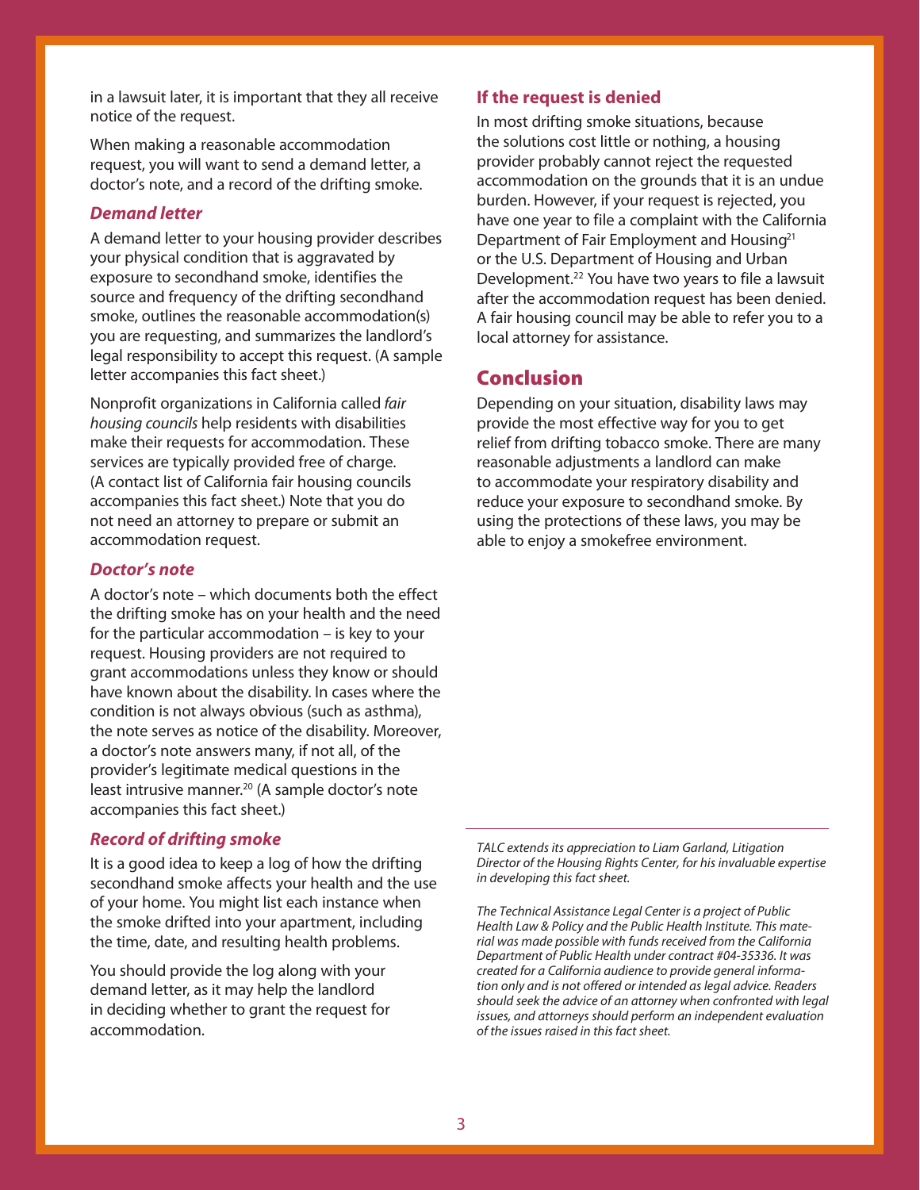in a lawsuit later, it is important that they all receive notice of the request.

When making a reasonable accommodation request, you will want to send a demand letter, a doctor's note, and a record of the drifting smoke.

### *Demand letter*

A demand letter to your housing provider describes your physical condition that is aggravated by exposure to secondhand smoke, identifies the source and frequency of the drifting secondhand smoke, outlines the reasonable accommodation(s) you are requesting, and summarizes the landlord's legal responsibility to accept this request. (A sample letter accompanies this fact sheet.)

Nonprofit organizations in California called *fair housing councils* help residents with disabilities make their requests for accommodation. These services are typically provided free of charge. (A contact list of California fair housing councils accompanies this fact sheet.) Note that you do not need an attorney to prepare or submit an accommodation request.

### *Doctor's note*

A doctor's note – which documents both the effect the drifting smoke has on your health and the need for the particular accommodation – is key to your request. Housing providers are not required to grant accommodations unless they know or should have known about the disability. In cases where the condition is not always obvious (such as asthma), the note serves as notice of the disability. Moreover, a doctor's note answers many, if not all, of the provider's legitimate medical questions in the least intrusive manner.[20] (A sample doctor's note accompanies this fact sheet.)

### *Record of drifting smoke*

It is a good idea to keep a log of how the drifting secondhand smoke affects your health and the use of your home. You might list each instance when the smoke drifted into your apartment, including the time, date, and resulting health problems.

You should provide the log along with your demand letter, as it may help the landlord in deciding whether to grant the request for accommodation.

### If the request is denied

In most drifting smoke situations, because the solutions cost little or nothing, a housing provider probably cannot reject the requested accommodation on the grounds that it is an undue burden. However, if your request is rejected, you have one year to file a complaint with the California Department of Fair Employment and Housing[21] or the U.S. Department of Housing and Urban Development.[22] You have two years to file a lawsuit after the accommodation request has been denied. A fair housing council may be able to refer you to a local attorney for assistance.

## Conclusion

Depending on your situation, disability laws may provide the most effective way for you to get relief from drifting tobacco smoke. There are many reasonable adjustments a landlord can make to accommodate your respiratory disability and reduce your exposure to secondhand smoke. By using the protections of these laws, you may be able to enjoy a smokefree environment.

---

*TALC extends its appreciation to Liam Garland, Litigation Director of the Housing Rights Center, for his invaluable expertise in developing this fact sheet.*

*The Technical Assistance Legal Center is a project of Public Health Law & Policy and the Public Health Institute. This material was made possible with funds received from the California Department of Public Health under contract #04-35336. It was created for a California audience to provide general information only and is not offered or intended as legal advice. Readers should seek the advice of an attorney when confronted with legal issues, and attorneys should perform an independent evaluation of the issues raised in this fact sheet.*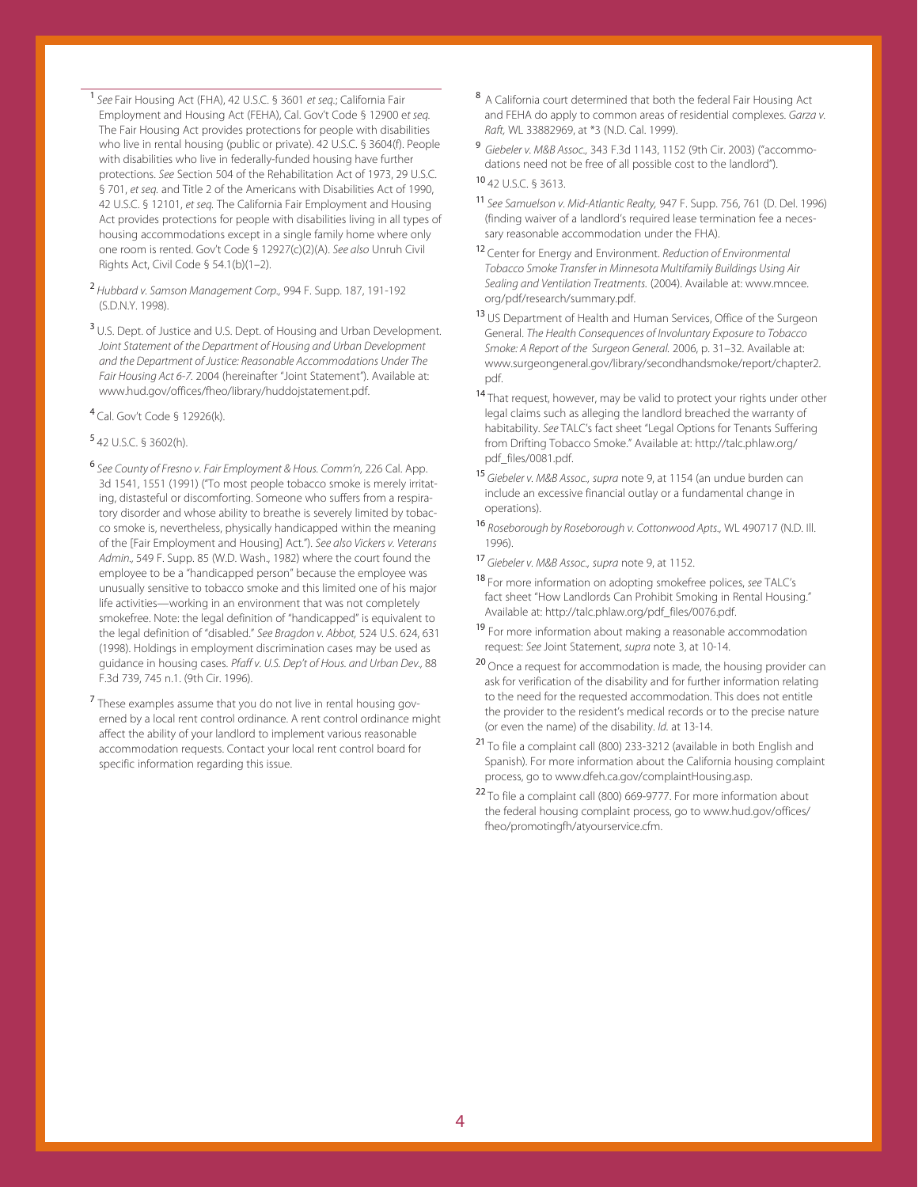[1] *See* Fair Housing Act (FHA), 42 U.S.C. § 3601 *et seq.*; California Fair Employment and Housing Act (FEHA), Cal. Gov't Code § 12900 *et seq.* The Fair Housing Act provides protections for people with disabilities who live in rental housing (public or private). 42 U.S.C. § 3604(f). People with disabilities who live in federally-funded housing have further protections. *See* Section 504 of the Rehabilitation Act of 1973, 29 U.S.C. § 701, *et seq.* and Title 2 of the Americans with Disabilities Act of 1990, 42 U.S.C. § 12101, *et seq.* The California Fair Employment and Housing Act provides protections for people with disabilities living in all types of housing accommodations except in a single family home where only one room is rented. Gov't Code § 12927(c)(2)(A). *See also* Unruh Civil Rights Act, Civil Code § 54.1(b)(1–2).

[2] *Hubbard v. Samson Management Corp.,* 994 F. Supp. 187, 191-192 (S.D.N.Y. 1998).

[3] U.S. Dept. of Justice and U.S. Dept. of Housing and Urban Development. *Joint Statement of the Department of Housing and Urban Development and the Department of Justice: Reasonable Accommodations Under The Fair Housing Act 6-7.* 2004 (hereinafter "Joint Statement"). Available at: www.hud.gov/offices/fheo/library/huddojstatement.pdf.

[4] Cal. Gov't Code § 12926(k).

[5] 42 U.S.C. § 3602(h).

[6] *See County of Fresno v. Fair Employment & Hous. Comm'n,* 226 Cal. App. 3d 1541, 1551 (1991) ("To most people tobacco smoke is merely irritating, distasteful or discomforting. Someone who suffers from a respiratory disorder and whose ability to breathe is severely limited by tobacco smoke is, nevertheless, physically handicapped within the meaning of the [Fair Employment and Housing] Act."). *See also Vickers v. Veterans Admin.,* 549 F. Supp. 85 (W.D. Wash., 1982) where the court found the employee to be a "handicapped person" because the employee was unusually sensitive to tobacco smoke and this limited one of his major life activities—working in an environment that was not completely smokefree. Note: the legal definition of "handicapped" is equivalent to the legal definition of "disabled." *See Bragdon v. Abbot,* 524 U.S. 624, 631 (1998). Holdings in employment discrimination cases may be used as guidance in housing cases. *Pfaff v. U.S. Dep't of Hous. and Urban Dev.,* 88 F.3d 739, 745 n.1. (9th Cir. 1996).

[7] These examples assume that you do not live in rental housing governed by a local rent control ordinance. A rent control ordinance might affect the ability of your landlord to implement various reasonable accommodation requests. Contact your local rent control board for specific information regarding this issue.

[8] A California court determined that both the federal Fair Housing Act and FEHA do apply to common areas of residential complexes. *Garza v. Raft,* WL 33882969, at *3 (N.D. Cal. 1999).

[9] *Giebeler v. M&B Assoc.,* 343 F.3d 1143, 1152 (9th Cir. 2003) ("accommodations need not be free of all possible cost to the landlord").

[10] 42 U.S.C. § 3613.

[11] *See Samuelson v. Mid-Atlantic Realty,* 947 F. Supp. 756, 761 (D. Del. 1996) (finding waiver of a landlord's required lease termination fee a necessary reasonable accommodation under the FHA).

[12] Center for Energy and Environment. *Reduction of Environmental Tobacco Smoke Transfer in Minnesota Multifamily Buildings Using Air Sealing and Ventilation Treatments.* (2004). Available at: www.mncee.org/pdf/research/summary.pdf.

[13] US Department of Health and Human Services, Office of the Surgeon General. *The Health Consequences of Involuntary Exposure to Tobacco Smoke: A Report of the Surgeon General.* 2006, p. 31–32. Available at: www.surgeongeneral.gov/library/secondhandsmoke/report/chapter2.pdf.

[14] That request, however, may be valid to protect your rights under other legal claims such as alleging the landlord breached the warranty of habitability. *See* TALC's fact sheet "Legal Options for Tenants Suffering from Drifting Tobacco Smoke." Available at: http://talc.phlaw.org/pdf_files/0081.pdf.

[15] *Giebeler v. M&B Assoc., supra* note 9, at 1154 (an undue burden can include an excessive financial outlay or a fundamental change in operations).

[16] *Roseborough by Roseborough v. Cottonwood Apts.,* WL 490717 (N.D. Ill. 1996).

[17] *Giebeler v. M&B Assoc., supra* note 9, at 1152.

[18] For more information on adopting smokefree polices, *see* TALC's fact sheet "How Landlords Can Prohibit Smoking in Rental Housing." Available at: http://talc.phlaw.org/pdf_files/0076.pdf.

[19] For more information about making a reasonable accommodation request: *See* Joint Statement, *supra* note 3, at 10-14.

[20] Once a request for accommodation is made, the housing provider can ask for verification of the disability and for further information relating to the need for the requested accommodation. This does not entitle the provider to the resident's medical records or to the precise nature (or even the name) of the disability. *Id.* at 13-14.

[21] To file a complaint call (800) 233-3212 (available in both English and Spanish). For more information about the California housing complaint process, go to www.dfeh.ca.gov/complaintHousing.asp.

[22] To file a complaint call (800) 669-9777. For more information about the federal housing complaint process, go to www.hud.gov/offices/fheo/promotingfh/atyourservice.cfm.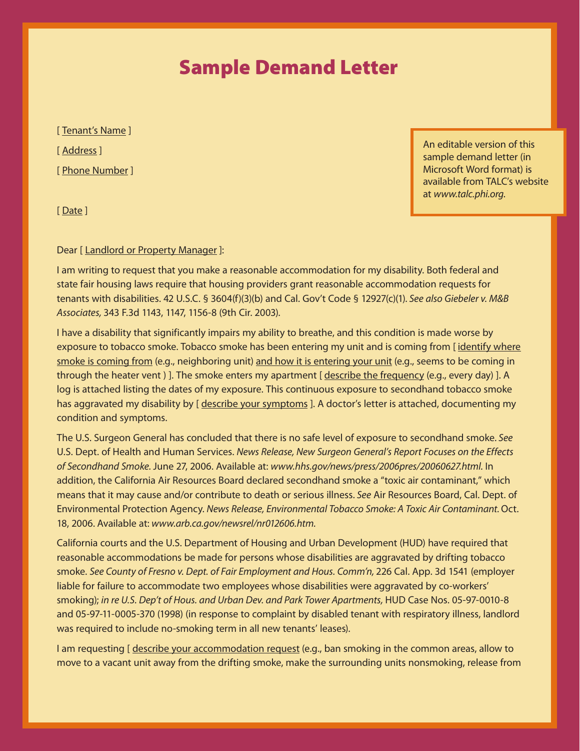# Sample Demand Letter

An editable version of this sample demand letter (in Microsoft Word format) is available from TALC's website at *www.talc.phi.org.*

[ Tenant's Name ]

[ Address ]

[ Phone Number ]

[ Date ]

Dear [ Landlord or Property Manager ]:

I am writing to request that you make a reasonable accommodation for my disability. Both federal and state fair housing laws require that housing providers grant reasonable accommodation requests for tenants with disabilities. 42 U.S.C. § 3604(f)(3)(b) and Cal. Gov't Code § 12927(c)(1). *See also Giebeler v. M&B Associates,* 343 F.3d 1143, 1147, 1156-8 (9th Cir. 2003).

I have a disability that significantly impairs my ability to breathe, and this condition is made worse by exposure to tobacco smoke. Tobacco smoke has been entering my unit and is coming from [ identify where smoke is coming from (e.g., neighboring unit) and how it is entering your unit (e.g., seems to be coming in through the heater vent ) ]. The smoke enters my apartment [ describe the frequency (e.g., every day) ]. A log is attached listing the dates of my exposure. This continuous exposure to secondhand tobacco smoke has aggravated my disability by [ describe your symptoms ]. A doctor's letter is attached, documenting my condition and symptoms.

The U.S. Surgeon General has concluded that there is no safe level of exposure to secondhand smoke. *See* U.S. Dept. of Health and Human Services. *News Release, New Surgeon General's Report Focuses on the Effects of Secondhand Smoke.* June 27, 2006. Available at: *www.hhs.gov/news/press/2006pres/20060627.html*. In addition, the California Air Resources Board declared secondhand smoke a "toxic air contaminant," which means that it may cause and/or contribute to death or serious illness. *See* Air Resources Board, Cal. Dept. of Environmental Protection Agency. *News Release, Environmental Tobacco Smoke: A Toxic Air Contaminant.* Oct. 18, 2006. Available at: *www.arb.ca.gov/newsrel/nr012606.htm.*

California courts and the U.S. Department of Housing and Urban Development (HUD) have required that reasonable accommodations be made for persons whose disabilities are aggravated by drifting tobacco smoke. *See County of Fresno v. Dept. of Fair Employment and Hous. Comm'n,* 226 Cal. App. 3d 1541 (employer liable for failure to accommodate two employees whose disabilities were aggravated by co-workers' smoking); *in re U.S. Dep't of Hous. and Urban Dev. and Park Tower Apartments,* HUD Case Nos. 05-97-0010-8 and 05-97-11-0005-370 (1998) (in response to complaint by disabled tenant with respiratory illness, landlord was required to include no-smoking term in all new tenants' leases).

I am requesting [ describe your accommodation request (e.g., ban smoking in the common areas, allow to move to a vacant unit away from the drifting smoke, make the surrounding units nonsmoking, release from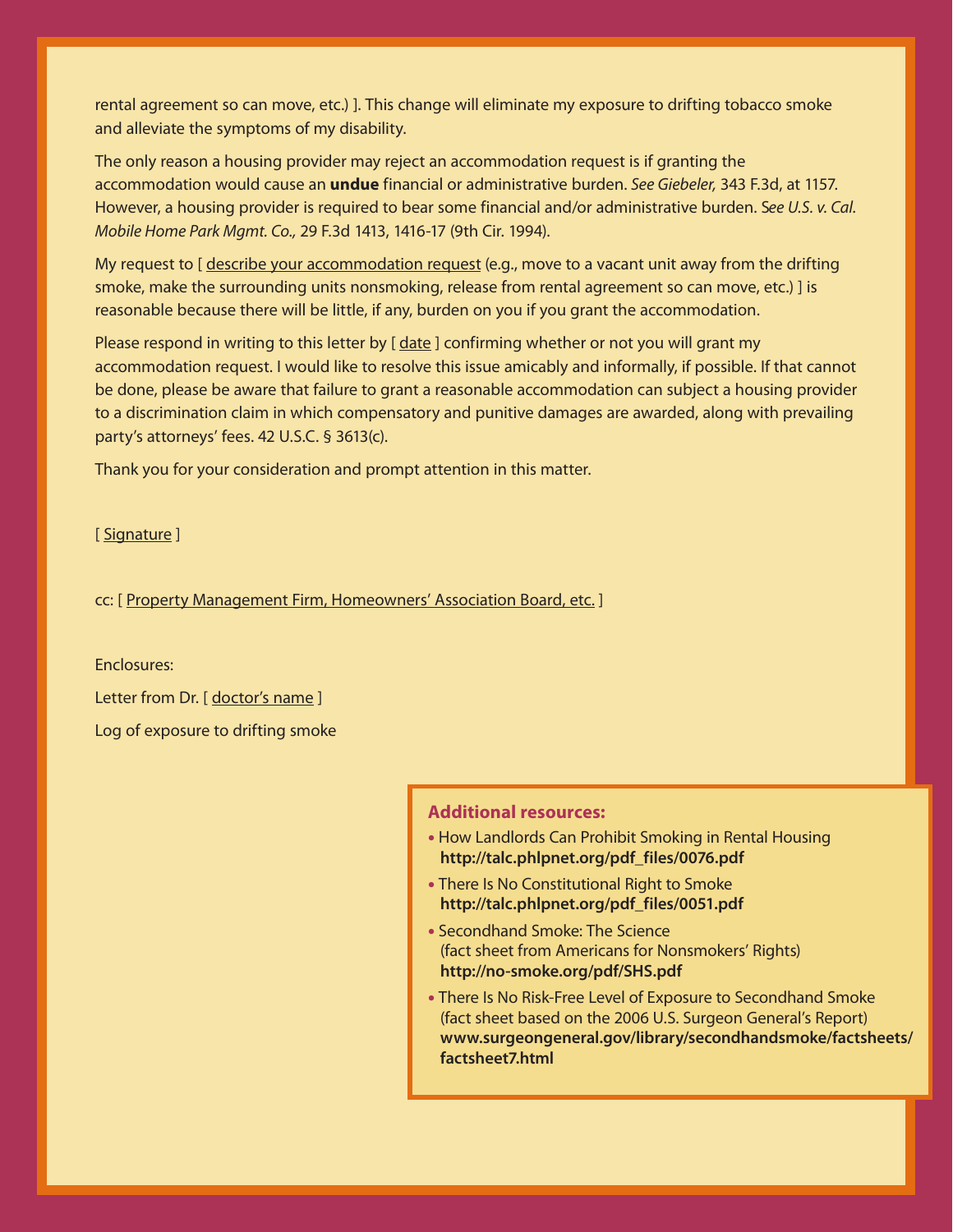rental agreement so can move, etc.) ]. This change will eliminate my exposure to drifting tobacco smoke and alleviate the symptoms of my disability.

The only reason a housing provider may reject an accommodation request is if granting the accommodation would cause an **undue** financial or administrative burden. *See Giebeler,* 343 F.3d, at 1157. However, a housing provider is required to bear some financial and/or administrative burden. *See U.S. v. Cal. Mobile Home Park Mgmt. Co.,* 29 F.3d 1413, 1416-17 (9th Cir. 1994).

My request to [ describe your accommodation request (e.g., move to a vacant unit away from the drifting smoke, make the surrounding units nonsmoking, release from rental agreement so can move, etc.) ] is reasonable because there will be little, if any, burden on you if you grant the accommodation.

Please respond in writing to this letter by [ date ] confirming whether or not you will grant my accommodation request. I would like to resolve this issue amicably and informally, if possible. If that cannot be done, please be aware that failure to grant a reasonable accommodation can subject a housing provider to a discrimination claim in which compensatory and punitive damages are awarded, along with prevailing party's attorneys' fees. 42 U.S.C. § 3613(c).

Thank you for your consideration and prompt attention in this matter.

[ Signature ]

cc: [ Property Management Firm, Homeowners' Association Board, etc. ]

Enclosures:

Letter from Dr. [ doctor's name ]

Log of exposure to drifting smoke

### Additional resources:

- How Landlords Can Prohibit Smoking in Rental Housing
  **http://talc.phlpnet.org/pdf_files/0076.pdf**
- There Is No Constitutional Right to Smoke
  **http://talc.phlpnet.org/pdf_files/0051.pdf**
- Secondhand Smoke: The Science
  (fact sheet from Americans for Nonsmokers' Rights)
  **http://no-smoke.org/pdf/SHS.pdf**
- There Is No Risk-Free Level of Exposure to Secondhand Smoke
  (fact sheet based on the 2006 U.S. Surgeon General's Report)
  **www.surgeongeneral.gov/library/secondhandsmoke/factsheets/factsheet7.html**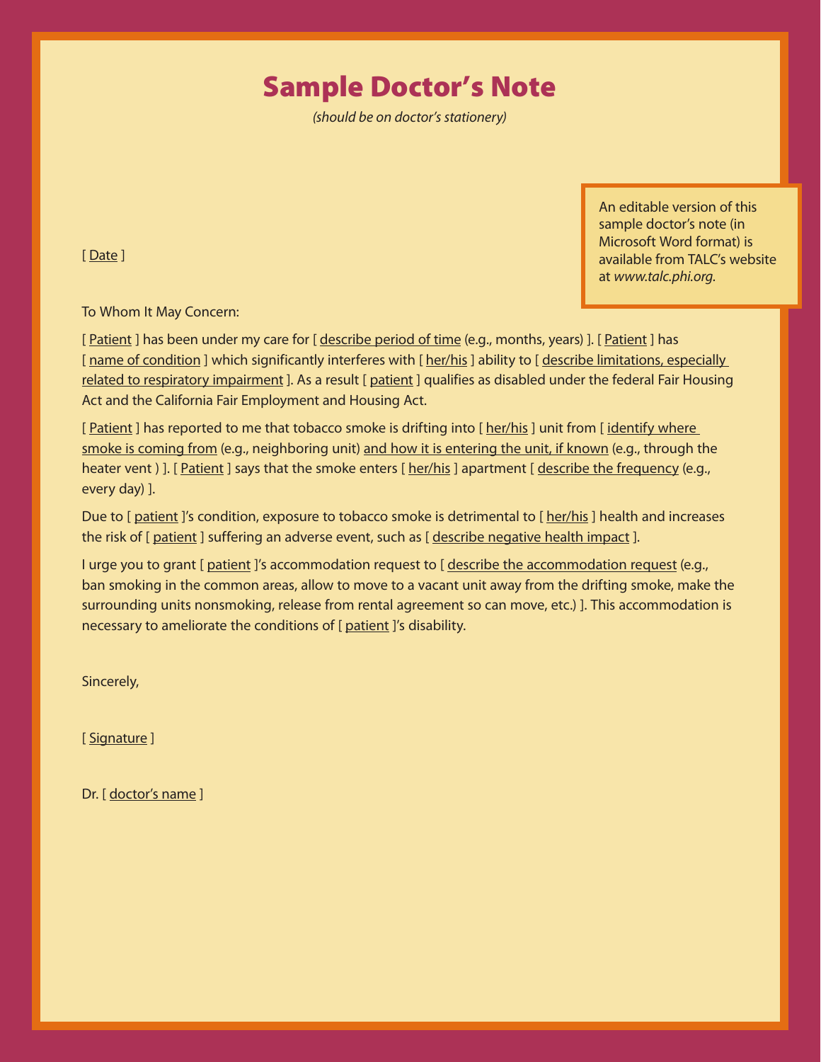# Sample Doctor's Note

*(should be on doctor's stationery)*

> An editable version of this sample doctor's note (in Microsoft Word format) is available from TALC's website at *www.talc.phi.org*.

[ Date ]

To Whom It May Concern:

[ Patient ] has been under my care for [ describe period of time (e.g., months, years) ]. [ Patient ] has [ name of condition ] which significantly interferes with [ her/his ] ability to [ describe limitations, especially related to respiratory impairment ]. As a result [ patient ] qualifies as disabled under the federal Fair Housing Act and the California Fair Employment and Housing Act.

[ Patient ] has reported to me that tobacco smoke is drifting into [ her/his ] unit from [ identify where smoke is coming from (e.g., neighboring unit) and how it is entering the unit, if known (e.g., through the heater vent ) ]. [ Patient ] says that the smoke enters [ her/his ] apartment [ describe the frequency (e.g., every day) ].

Due to [ patient ]'s condition, exposure to tobacco smoke is detrimental to [ her/his ] health and increases the risk of [ patient ] suffering an adverse event, such as [ describe negative health impact ].

I urge you to grant [ patient ]'s accommodation request to [ describe the accommodation request (e.g., ban smoking in the common areas, allow to move to a vacant unit away from the drifting smoke, make the surrounding units nonsmoking, release from rental agreement so can move, etc.) ]. This accommodation is necessary to ameliorate the conditions of [ patient ]'s disability.

Sincerely,

[ Signature ]

Dr. [ doctor's name ]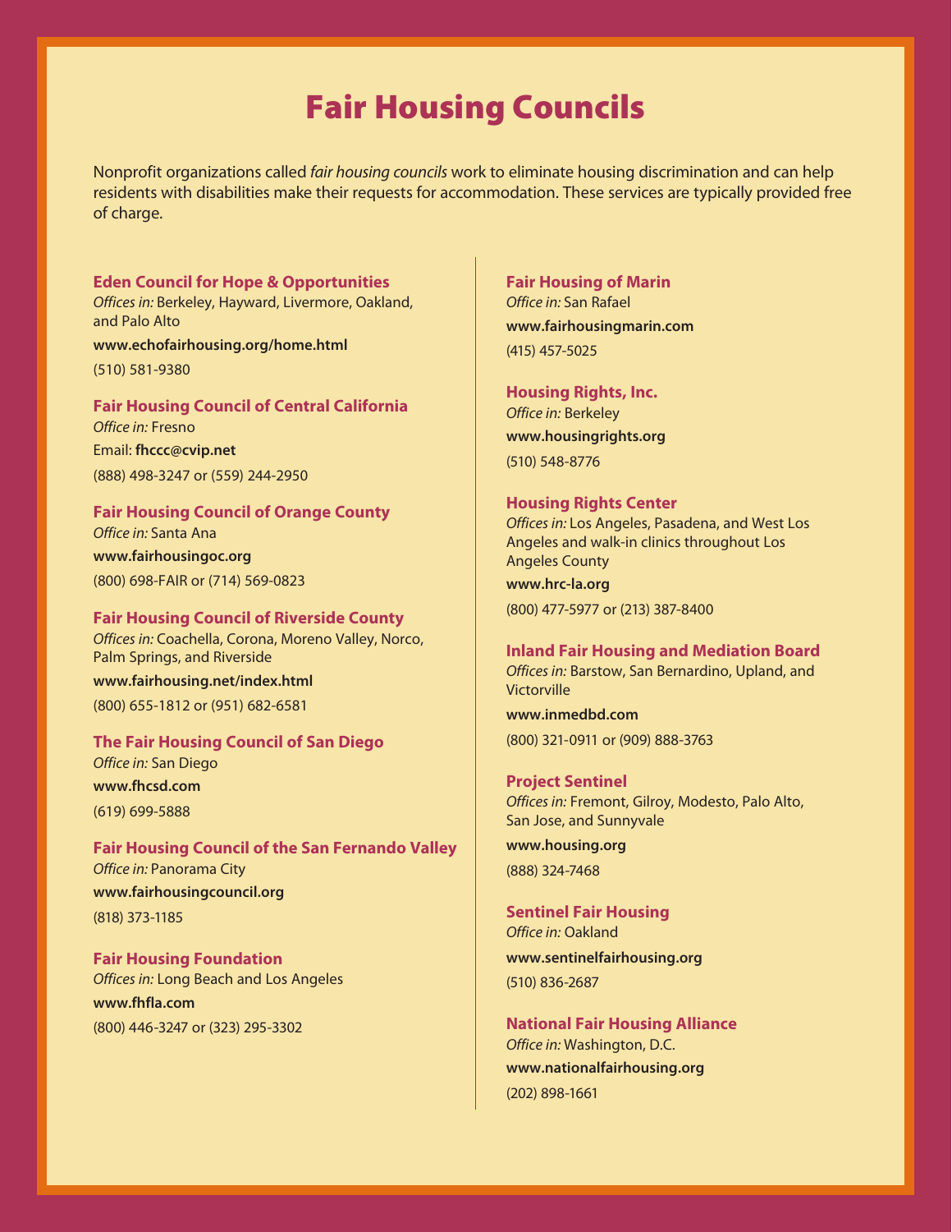# Fair Housing Councils

Nonprofit organizations called *fair housing councils* work to eliminate housing discrimination and can help residents with disabilities make their requests for accommodation. These services are typically provided free of charge.

**Eden Council for Hope & Opportunities**
*Offices in:* Berkeley, Hayward, Livermore, Oakland, and Palo Alto
**www.echofairhousing.org/home.html**
(510) 581-9380

**Fair Housing Council of Central California**
*Office in:* Fresno
Email: **fhccc@cvip.net**
(888) 498-3247 or (559) 244-2950

**Fair Housing Council of Orange County**
*Office in:* Santa Ana
**www.fairhousingoc.org**
(800) 698-FAIR or (714) 569-0823

**Fair Housing Council of Riverside County**
*Offices in:* Coachella, Corona, Moreno Valley, Norco, Palm Springs, and Riverside
**www.fairhousing.net/index.html**
(800) 655-1812 or (951) 682-6581

**The Fair Housing Council of San Diego**
*Office in:* San Diego
**www.fhcsd.com**
(619) 699-5888

**Fair Housing Council of the San Fernando Valley**
*Office in:* Panorama City
**www.fairhousingcouncil.org**
(818) 373-1185

**Fair Housing Foundation**
*Offices in:* Long Beach and Los Angeles
**www.fhfla.com**
(800) 446-3247 or (323) 295-3302

**Fair Housing of Marin**
*Office in:* San Rafael
**www.fairhousingmarin.com**
(415) 457-5025

**Housing Rights, Inc.**
*Office in:* Berkeley
**www.housingrights.org**
(510) 548-8776

**Housing Rights Center**
*Offices in:* Los Angeles, Pasadena, and West Los Angeles and walk-in clinics throughout Los Angeles County
**www.hrc-la.org**
(800) 477-5977 or (213) 387-8400

**Inland Fair Housing and Mediation Board**
*Offices in:* Barstow, San Bernardino, Upland, and Victorville
**www.inmedbd.com**
(800) 321-0911 or (909) 888-3763

**Project Sentinel**
*Offices in:* Fremont, Gilroy, Modesto, Palo Alto, San Jose, and Sunnyvale
**www.housing.org**
(888) 324-7468

**Sentinel Fair Housing**
*Office in:* Oakland
**www.sentinelfairhousing.org**
(510) 836-2687

**National Fair Housing Alliance**
*Office in:* Washington, D.C.
**www.nationalfairhousing.org**
(202) 898-1661